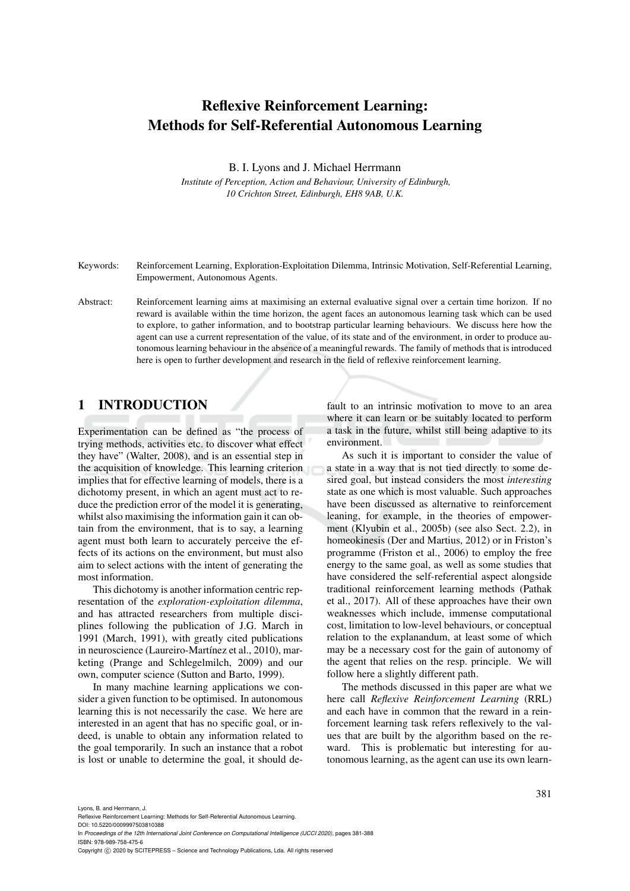# Reflexive Reinforcement Learning: Methods for Self-Referential Autonomous Learning

B. I. Lyons and J. Michael Herrmann

*Institute of Perception, Action and Behaviour, University of Edinburgh, 10 Crichton Street, Edinburgh, EH8 9AB, U.K.*

Keywords: Reinforcement Learning, Exploration-Exploitation Dilemma, Intrinsic Motivation, Self-Referential Learning, Empowerment, Autonomous Agents.

Abstract: Reinforcement learning aims at maximising an external evaluative signal over a certain time horizon. If no reward is available within the time horizon, the agent faces an autonomous learning task which can be used to explore, to gather information, and to bootstrap particular learning behaviours. We discuss here how the agent can use a current representation of the value, of its state and of the environment, in order to produce autonomous learning behaviour in the absence of a meaningful rewards. The family of methods that is introduced here is open to further development and research in the field of reflexive reinforcement learning.

## 1 INTRODUCTION

Experimentation can be defined as "the process of trying methods, activities etc. to discover what effect they have" (Walter, 2008), and is an essential step in the acquisition of knowledge. This learning criterion implies that for effective learning of models, there is a dichotomy present, in which an agent must act to reduce the prediction error of the model it is generating, whilst also maximising the information gain it can obtain from the environment, that is to say, a learning agent must both learn to accurately perceive the effects of its actions on the environment, but must also aim to select actions with the intent of generating the most information.

This dichotomy is another information centric representation of the *exploration-exploitation dilemma*, and has attracted researchers from multiple disciplines following the publication of J.G. March in 1991 (March, 1991), with greatly cited publications in neuroscience (Laureiro-Martínez et al., 2010), marketing (Prange and Schlegelmilch, 2009) and our own, computer science (Sutton and Barto, 1999).

In many machine learning applications we consider a given function to be optimised. In autonomous learning this is not necessarily the case. We here are interested in an agent that has no specific goal, or indeed, is unable to obtain any information related to the goal temporarily. In such an instance that a robot is lost or unable to determine the goal, it should default to an intrinsic motivation to move to an area where it can learn or be suitably located to perform a task in the future, whilst still being adaptive to its environment.

As such it is important to consider the value of a state in a way that is not tied directly to some desired goal, but instead considers the most *interesting* state as one which is most valuable. Such approaches have been discussed as alternative to reinforcement leaning, for example, in the theories of empowerment (Klyubin et al., 2005b) (see also Sect. 2.2), in homeokinesis (Der and Martius, 2012) or in Friston's programme (Friston et al., 2006) to employ the free energy to the same goal, as well as some studies that have considered the self-referential aspect alongside traditional reinforcement learning methods (Pathak et al., 2017). All of these approaches have their own weaknesses which include, immense computational cost, limitation to low-level behaviours, or conceptual relation to the explanandum, at least some of which may be a necessary cost for the gain of autonomy of the agent that relies on the resp. principle. We will follow here a slightly different path.

The methods discussed in this paper are what we here call *Reflexive Reinforcement Learning* (RRL) and each have in common that the reward in a reinforcement learning task refers reflexively to the values that are built by the algorithm based on the reward. This is problematic but interesting for autonomous learning, as the agent can use its own learn-

Lyons, B. and Herrmann, J.
Reflexive Reinforcement Learning: Methods for Self-Referential Autonomous Learning.
DOI: 10.5220/0009997503810388
In *Proceedings of the 12th International Joint Conference on Computational Intelligence (IJCCI 2020)*, pages 381-388
ISBN: 978-989-758-475-6
Copyright © 2020 by SCITEPRESS – Science and Technology Publications, Lda. All rights reserved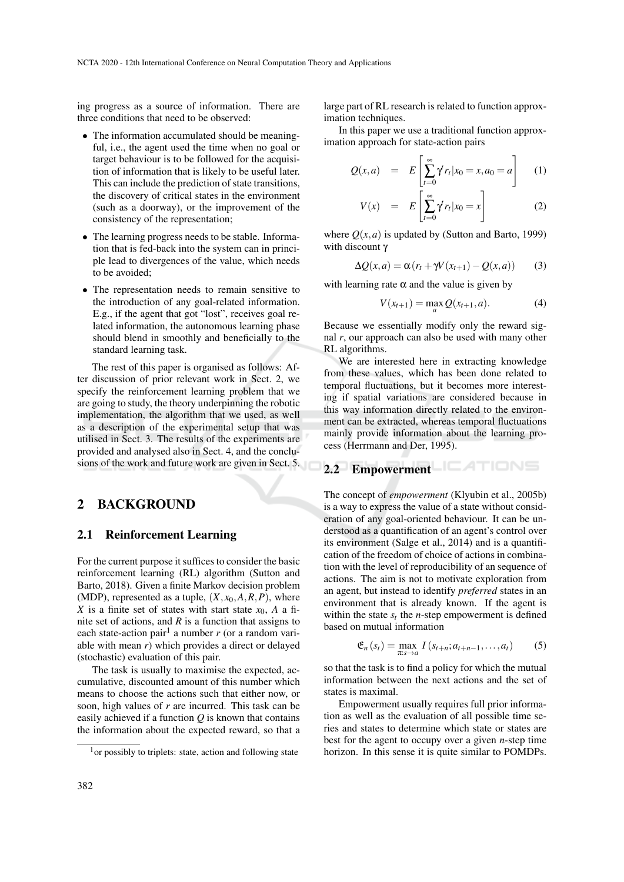ing progress as a source of information. There are three conditions that need to be observed:

- The information accumulated should be meaningful, i.e., the agent used the time when no goal or target behaviour is to be followed for the acquisition of information that is likely to be useful later. This can include the prediction of state transitions, the discovery of critical states in the environment (such as a doorway), or the improvement of the consistency of the representation;
- The learning progress needs to be stable. Information that is fed-back into the system can in principle lead to divergences of the value, which needs to be avoided;
- The representation needs to remain sensitive to the introduction of any goal-related information. E.g., if the agent that got "lost", receives goal related information, the autonomous learning phase should blend in smoothly and beneficially to the standard learning task.

The rest of this paper is organised as follows: After discussion of prior relevant work in Sect. 2, we specify the reinforcement learning problem that we are going to study, the theory underpinning the robotic implementation, the algorithm that we used, as well as a description of the experimental setup that was utilised in Sect. 3. The results of the experiments are provided and analysed also in Sect. 4, and the conclusions of the work and future work are given in Sect. 5.

# 2 BACKGROUND

## 2.1 Reinforcement Learning

For the current purpose it suffices to consider the basic reinforcement learning (RL) algorithm (Sutton and Barto, 2018). Given a finite Markov decision problem (MDP), represented as a tuple, $(X, x_0, A, R, P)$, where $X$ is a finite set of states with start state $x_0$, $A$ a finite set of actions, and $R$ is a function that assigns to each state-action pair[1] a number $r$ (or a random variable with mean $r$) which provides a direct or delayed (stochastic) evaluation of this pair.

The task is usually to maximise the expected, accumulative, discounted amount of this number which means to choose the actions such that either now, or soon, high values of $r$ are incurred. This task can be easily achieved if a function $Q$ is known that contains the information about the expected reward, so that a large part of RL research is related to function approximation techniques.

[1] or possibly to triplets: state, action and following state

In this paper we use a traditional function approximation approach for state-action pairs

$$Q(x,a) = E\left[\sum_{t=0}^{\infty} \gamma^t r_t | x_0 = x, a_0 = a\right] \quad (1)$$

$$V(x) = E\left[\sum_{t=0}^{\infty} \gamma^t r_t | x_0 = x\right] \quad (2)$$

where $Q(x,a)$ is updated by (Sutton and Barto, 1999) with discount $\gamma$

$$\Delta Q(x,a) = \alpha\left(r_t + \gamma V(x_{t+1}) - Q(x,a)\right) \quad (3)$$

with learning rate $\alpha$ and the value is given by

$$V(x_{t+1}) = \max_a Q(x_{t+1}, a). \quad (4)$$

Because we essentially modify only the reward signal $r$, our approach can also be used with many other RL algorithms.

We are interested here in extracting knowledge from these values, which has been done related to temporal fluctuations, but it becomes more interesting if spatial variations are considered because in this way information directly related to the environment can be extracted, whereas temporal fluctuations mainly provide information about the learning process (Herrmann and Der, 1995).

## 2.2 Empowerment

The concept of *empowerment* (Klyubin et al., 2005b) is a way to express the value of a state without consideration of any goal-oriented behaviour. It can be understood as a quantification of an agent's control over its environment (Salge et al., 2014) and is a quantification of the freedom of choice of actions in combination with the level of reproducibility of an sequence of actions. The aim is not to motivate exploration from an agent, but instead to identify *preferred* states in an environment that is already known. If the agent is within the state $s_t$ the $n$-step empowerment is defined based on mutual information

$$\mathfrak{E}_n(s_t) = \max_{\pi: s \to a} I\left(s_{t+n}; a_{t+n-1}, \ldots, a_t\right) \quad (5)$$

so that the task is to find a policy for which the mutual information between the next actions and the set of states is maximal.

Empowerment usually requires full prior information as well as the evaluation of all possible time series and states to determine which state or states are best for the agent to occupy over a given $n$-step time horizon. In this sense it is quite similar to POMDPs.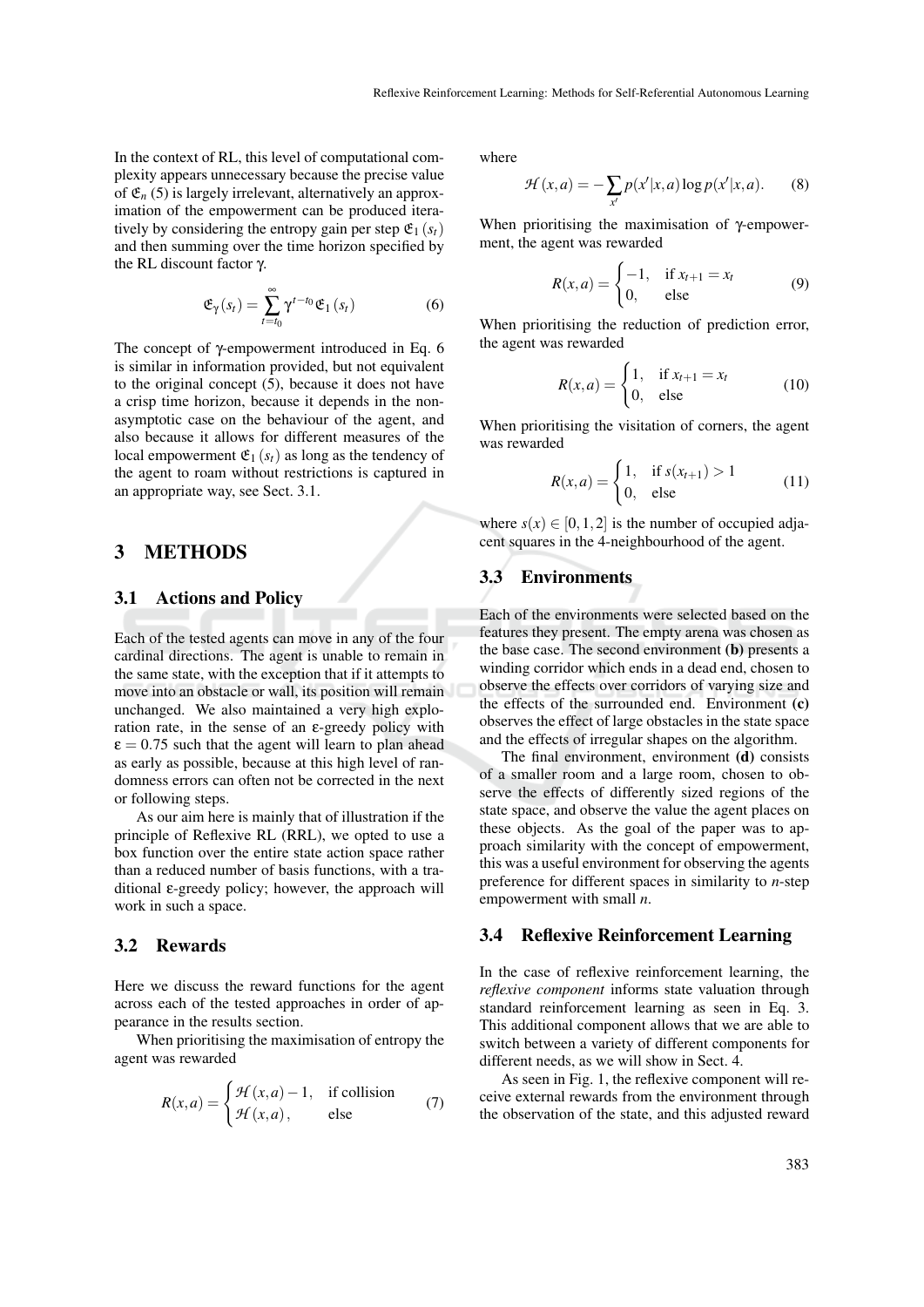In the context of RL, this level of computational complexity appears unnecessary because the precise value of $\mathfrak{E}_n$ (5) is largely irrelevant, alternatively an approximation of the empowerment can be produced iteratively by considering the entropy gain per step $\mathfrak{E}_1(s_t)$ and then summing over the time horizon specified by the RL discount factor $\gamma$.

$$\mathfrak{E}_\gamma(s_t) = \sum_{t=t_0}^{\infty} \gamma^{t-t_0} \mathfrak{E}_1(s_t) \tag{6}$$

The concept of $\gamma$-empowerment introduced in Eq. 6 is similar in information provided, but not equivalent to the original concept (5), because it does not have a crisp time horizon, because it depends in the non-asymptotic case on the behaviour of the agent, and also because it allows for different measures of the local empowerment $\mathfrak{E}_1(s_t)$ as long as the tendency of the agent to roam without restrictions is captured in an appropriate way, see Sect. 3.1.

## 3 METHODS

### 3.1 Actions and Policy

Each of the tested agents can move in any of the four cardinal directions. The agent is unable to remain in the same state, with the exception that if it attempts to move into an obstacle or wall, its position will remain unchanged. We also maintained a very high exploration rate, in the sense of an $\varepsilon$-greedy policy with $\varepsilon = 0.75$ such that the agent will learn to plan ahead as early as possible, because at this high level of randomness errors can often not be corrected in the next or following steps.

As our aim here is mainly that of illustration if the principle of Reflexive RL (RRL), we opted to use a box function over the entire state action space rather than a reduced number of basis functions, with a traditional $\varepsilon$-greedy policy; however, the approach will work in such a space.

### 3.2 Rewards

Here we discuss the reward functions for the agent across each of the tested approaches in order of appearance in the results section.

When prioritising the maximisation of entropy the agent was rewarded

$$R(x,a) = \begin{cases} \mathcal{H}(x,a) - 1, & \text{if collision} \\ \mathcal{H}(x,a), & \text{else} \end{cases} \tag{7}$$

where

$$\mathcal{H}(x,a) = -\sum_{x'} p(x'|x,a) \log p(x'|x,a). \tag{8}$$

When prioritising the maximisation of $\gamma$-empowerment, the agent was rewarded

$$R(x,a) = \begin{cases} -1, & \text{if } x_{t+1} = x_t \\ 0, & \text{else} \end{cases} \tag{9}$$

When prioritising the reduction of prediction error, the agent was rewarded

$$R(x,a) = \begin{cases} 1, & \text{if } x_{t+1} = x_t \\ 0, & \text{else} \end{cases} \tag{10}$$

When prioritising the visitation of corners, the agent was rewarded

$$R(x,a) = \begin{cases} 1, & \text{if } s(x_{t+1}) > 1 \\ 0, & \text{else} \end{cases} \tag{11}$$

where $s(x) \in [0,1,2]$ is the number of occupied adjacent squares in the 4-neighbourhood of the agent.

### 3.3 Environments

Each of the environments were selected based on the features they present. The empty arena was chosen as the base case. The second environment **(b)** presents a winding corridor which ends in a dead end, chosen to observe the effects over corridors of varying size and the effects of the surrounded end. Environment **(c)** observes the effect of large obstacles in the state space and the effects of irregular shapes on the algorithm.

The final environment, environment **(d)** consists of a smaller room and a large room, chosen to observe the effects of differently sized regions of the state space, and observe the value the agent places on these objects. As the goal of the paper was to approach similarity with the concept of empowerment, this was a useful environment for observing the agents preference for different spaces in similarity to $n$-step empowerment with small $n$.

### 3.4 Reflexive Reinforcement Learning

In the case of reflexive reinforcement learning, the *reflexive component* informs state valuation through standard reinforcement learning as seen in Eq. 3. This additional component allows that we are able to switch between a variety of different components for different needs, as we will show in Sect. 4.

As seen in Fig. 1, the reflexive component will receive external rewards from the environment through the observation of the state, and this adjusted reward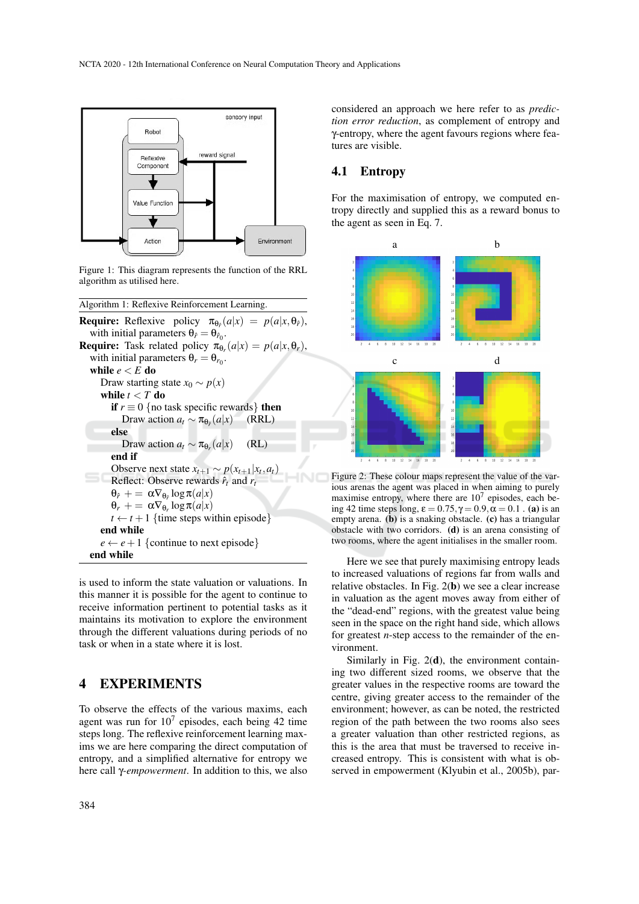Figure 1: This diagram represents the function of the RRL algorithm as utilised here.

Algorithm 1: Reflexive Reinforcement Learning.

```
Require: Reflexive policy π_θr̂(a|x) = p(a|x, θr̂), with initial parameters θr̂ = θr̂0.
Require: Task related policy π_θr(a|x) = p(a|x, θr), with initial parameters θr = θr0.
  while e < E do
    Draw starting state x0 ~ p(x)
    while t < T do
      if r ≡ 0 {no task specific rewards} then
        Draw action a_t ~ π_θr̂(a|x)   (RRL)
      else
        Draw action a_t ~ π_θr(a|x)   (RL)
      end if
      Observe next state x_{t+1} ~ p(x_{t+1}|x_t, a_t)
      Reflect: Observe rewards r̂_t and r_t
      θr̂ += α∇_θr̂ log π(a|x)
      θr += α∇_θr log π(a|x)
      t ← t + 1 {time steps within episode}
    end while
    e ← e + 1 {continue to next episode}
  end while
```

is used to inform the state valuation or valuations. In this manner it is possible for the agent to continue to receive information pertinent to potential tasks as it maintains its motivation to explore the environment through the different valuations during periods of no task or when in a state where it is lost.

# 4 EXPERIMENTS

To observe the effects of the various maxims, each agent was run for $10^7$ episodes, each being 42 time steps long. The reflexive reinforcement learning maxims we are here comparing the direct computation of entropy, and a simplified alternative for entropy we here call *γ-empowerment*. In addition to this, we also considered an approach we here refer to as *prediction error reduction*, as complement of entropy and γ-entropy, where the agent favours regions where features are visible.

## 4.1 Entropy

For the maximisation of entropy, we computed entropy directly and supplied this as a reward bonus to the agent as seen in Eq. 7.

Figure 2: These colour maps represent the value of the various arenas the agent was placed in when aiming to purely maximise entropy, where there are $10^7$ episodes, each being 42 time steps long, $\varepsilon = 0.75, \gamma = 0.9, \alpha = 0.1$ . **(a)** is an empty arena. **(b)** is a snaking obstacle. **(c)** has a triangular obstacle with two corridors. **(d)** is an arena consisting of two rooms, where the agent initialises in the smaller room.

Here we see that purely maximising entropy leads to increased valuations of regions far from walls and relative obstacles. In Fig. 2(**b**) we see a clear increase in valuation as the agent moves away from either of the "dead-end" regions, with the greatest value being seen in the space on the right hand side, which allows for greatest *n*-step access to the remainder of the environment.

Similarly in Fig. 2(**d**), the environment containing two different sized rooms, we observe that the greater values in the respective rooms are toward the centre, giving greater access to the remainder of the environment; however, as can be noted, the restricted region of the path between the two rooms also sees a greater valuation than other restricted regions, as this is the area that must be traversed to receive increased entropy. This is consistent with what is observed in empowerment (Klyubin et al., 2005b), par-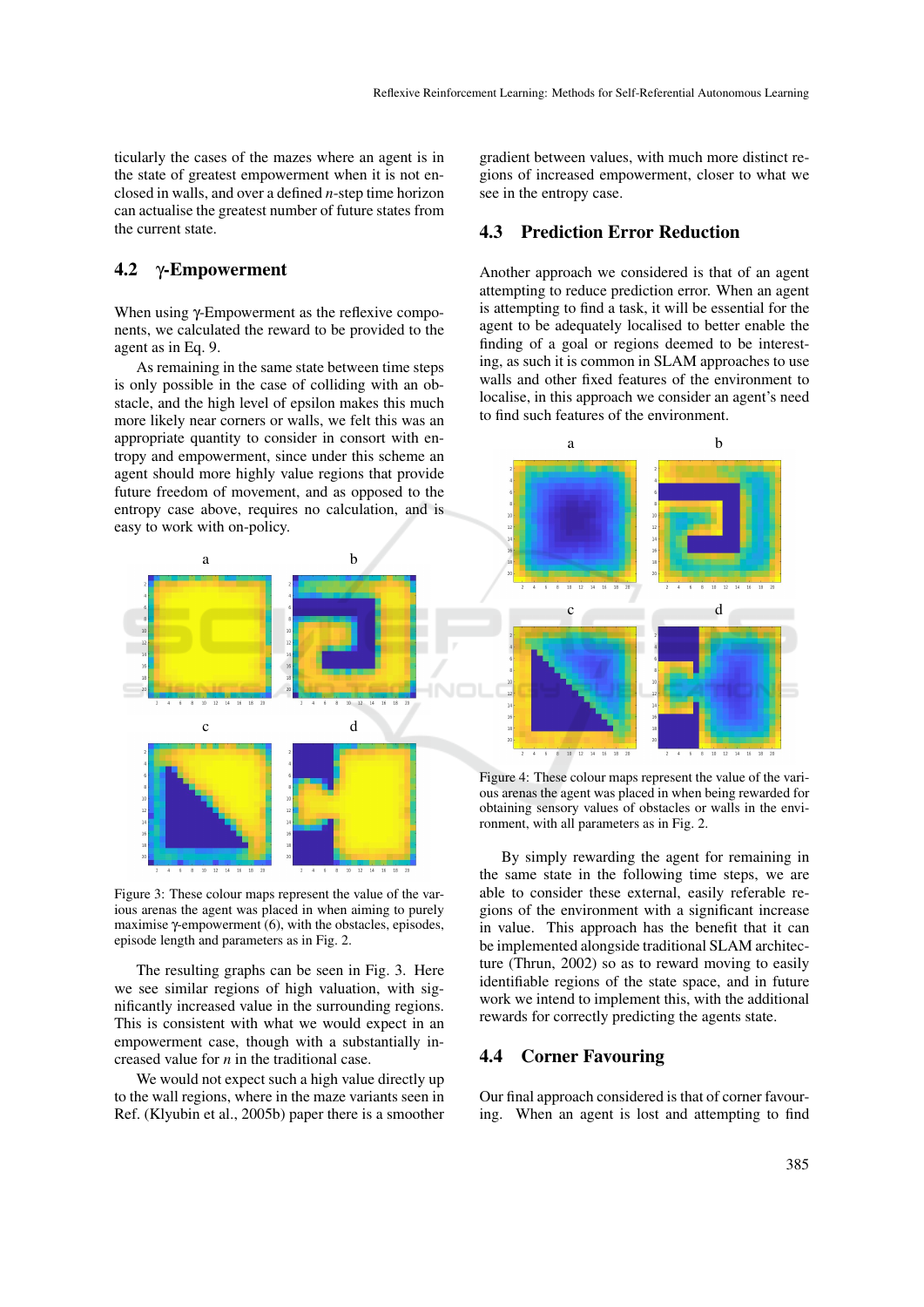ticularly the cases of the mazes where an agent is in the state of greatest empowerment when it is not enclosed in walls, and over a defined $n$-step time horizon can actualise the greatest number of future states from the current state.

### 4.2 γ-Empowerment

When using γ-Empowerment as the reflexive components, we calculated the reward to be provided to the agent as in Eq. 9.

As remaining in the same state between time steps is only possible in the case of colliding with an obstacle, and the high level of epsilon makes this much more likely near corners or walls, we felt this was an appropriate quantity to consider in consort with entropy and empowerment, since under this scheme an agent should more highly value regions that provide future freedom of movement, and as opposed to the entropy case above, requires no calculation, and is easy to work with on-policy.

Figure 3: These colour maps represent the value of the various arenas the agent was placed in when aiming to purely maximise γ-empowerment (6), with the obstacles, episodes, episode length and parameters as in Fig. 2.

The resulting graphs can be seen in Fig. 3. Here we see similar regions of high valuation, with significantly increased value in the surrounding regions. This is consistent with what we would expect in an empowerment case, though with a substantially increased value for $n$ in the traditional case.

We would not expect such a high value directly up to the wall regions, where in the maze variants seen in Ref. (Klyubin et al., 2005b) paper there is a smoother gradient between values, with much more distinct regions of increased empowerment, closer to what we see in the entropy case.

### 4.3 Prediction Error Reduction

Another approach we considered is that of an agent attempting to reduce prediction error. When an agent is attempting to find a task, it will be essential for the agent to be adequately localised to better enable the finding of a goal or regions deemed to be interesting, as such it is common in SLAM approaches to use walls and other fixed features of the environment to localise, in this approach we consider an agent's need to find such features of the environment.

Figure 4: These colour maps represent the value of the various arenas the agent was placed in when being rewarded for obtaining sensory values of obstacles or walls in the environment, with all parameters as in Fig. 2.

By simply rewarding the agent for remaining in the same state in the following time steps, we are able to consider these external, easily referable regions of the environment with a significant increase in value. This approach has the benefit that it can be implemented alongside traditional SLAM architecture (Thrun, 2002) so as to reward moving to easily identifiable regions of the state space, and in future work we intend to implement this, with the additional rewards for correctly predicting the agents state.

### 4.4 Corner Favouring

Our final approach considered is that of corner favouring. When an agent is lost and attempting to find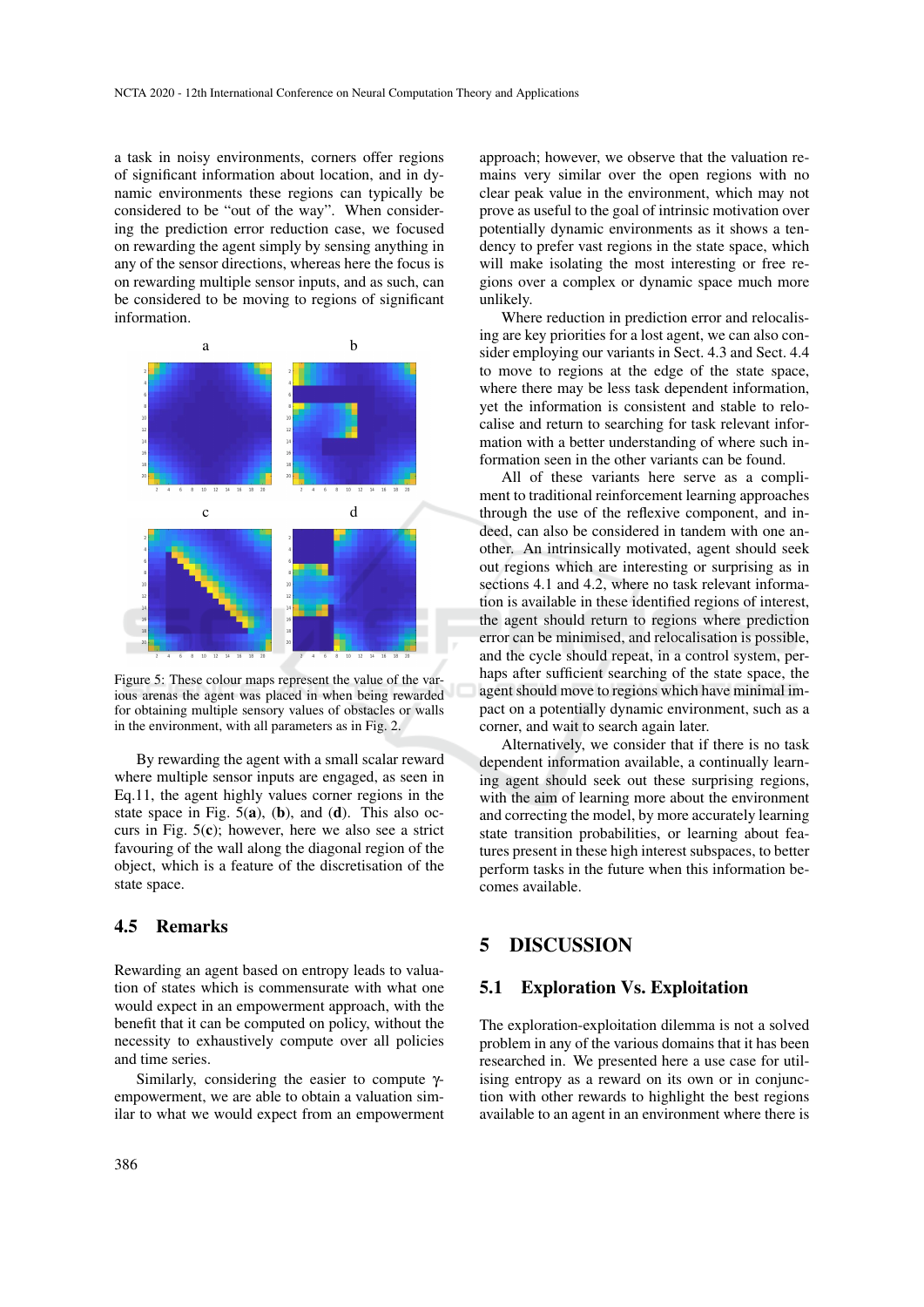a task in noisy environments, corners offer regions of significant information about location, and in dynamic environments these regions can typically be considered to be "out of the way". When considering the prediction error reduction case, we focused on rewarding the agent simply by sensing anything in any of the sensor directions, whereas here the focus is on rewarding multiple sensor inputs, and as such, can be considered to be moving to regions of significant information.

Figure 5: These colour maps represent the value of the various arenas the agent was placed in when being rewarded for obtaining multiple sensory values of obstacles or walls in the environment, with all parameters as in Fig. 2.

By rewarding the agent with a small scalar reward where multiple sensor inputs are engaged, as seen in Eq.11, the agent highly values corner regions in the state space in Fig. 5(**a**), (**b**), and (**d**). This also occurs in Fig. 5(**c**); however, here we also see a strict favouring of the wall along the diagonal region of the object, which is a feature of the discretisation of the state space.

## 4.5 Remarks

Rewarding an agent based on entropy leads to valuation of states which is commensurate with what one would expect in an empowerment approach, with the benefit that it can be computed on policy, without the necessity to exhaustively compute over all policies and time series.

Similarly, considering the easier to compute $\gamma$-empowerment, we are able to obtain a valuation similar to what we would expect from an empowerment approach; however, we observe that the valuation remains very similar over the open regions with no clear peak value in the environment, which may not prove as useful to the goal of intrinsic motivation over potentially dynamic environments as it shows a tendency to prefer vast regions in the state space, which will make isolating the most interesting or free regions over a complex or dynamic space much more unlikely.

Where reduction in prediction error and relocalising are key priorities for a lost agent, we can also consider employing our variants in Sect. 4.3 and Sect. 4.4 to move to regions at the edge of the state space, where there may be less task dependent information, yet the information is consistent and stable to relocalise and return to searching for task relevant information with a better understanding of where such information seen in the other variants can be found.

All of these variants here serve as a compliment to traditional reinforcement learning approaches through the use of the reflexive component, and indeed, can also be considered in tandem with one another. An intrinsically motivated, agent should seek out regions which are interesting or surprising as in sections 4.1 and 4.2, where no task relevant information is available in these identified regions of interest, the agent should return to regions where prediction error can be minimised, and relocalisation is possible, and the cycle should repeat, in a control system, perhaps after sufficient searching of the state space, the agent should move to regions which have minimal impact on a potentially dynamic environment, such as a corner, and wait to search again later.

Alternatively, we consider that if there is no task dependent information available, a continually learning agent should seek out these surprising regions, with the aim of learning more about the environment and correcting the model, by more accurately learning state transition probabilities, or learning about features present in these high interest subspaces, to better perform tasks in the future when this information becomes available.

# 5 DISCUSSION

## 5.1 Exploration Vs. Exploitation

The exploration-exploitation dilemma is not a solved problem in any of the various domains that it has been researched in. We presented here a use case for utilising entropy as a reward on its own or in conjunction with other rewards to highlight the best regions available to an agent in an environment where there is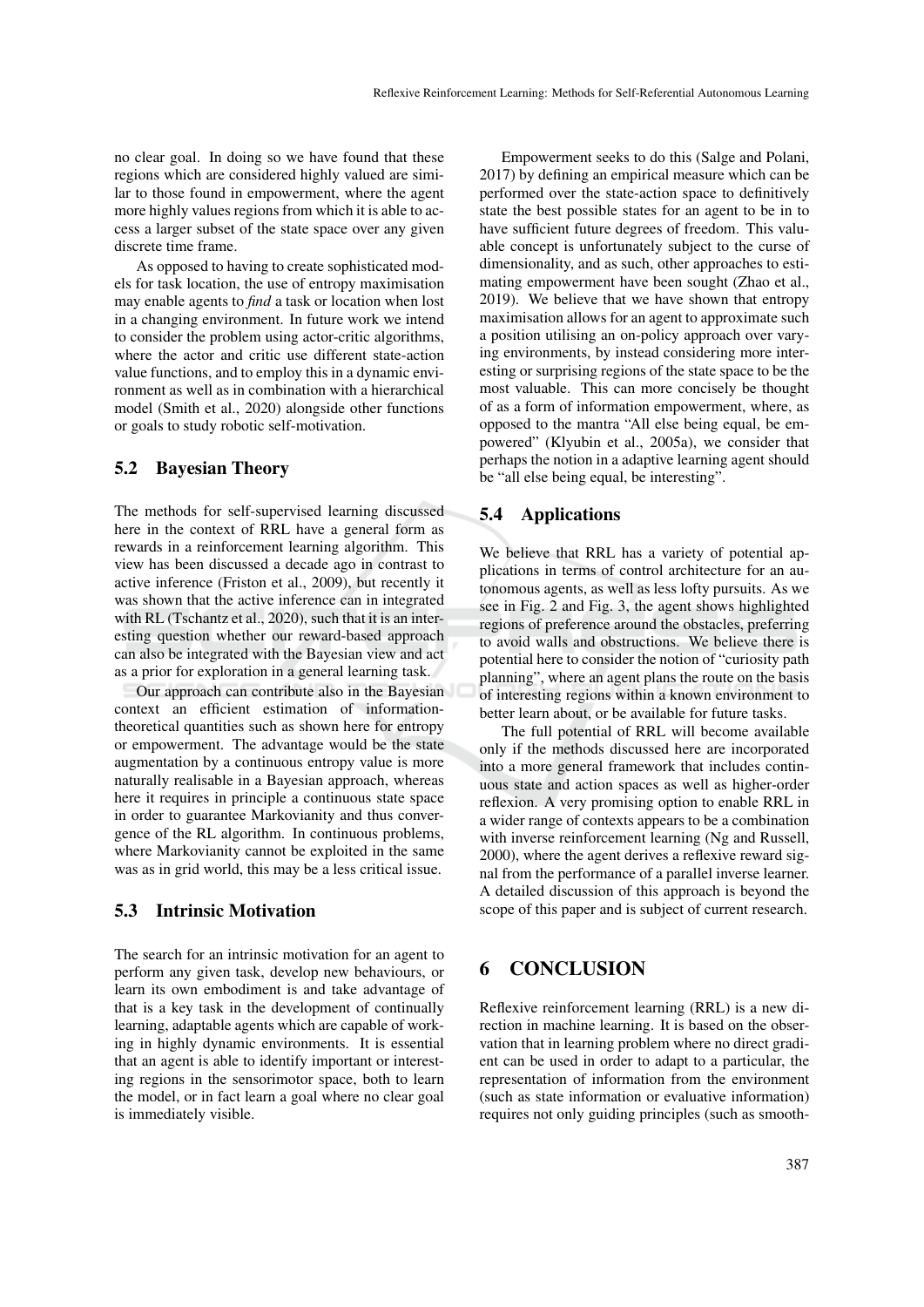no clear goal. In doing so we have found that these regions which are considered highly valued are similar to those found in empowerment, where the agent more highly values regions from which it is able to access a larger subset of the state space over any given discrete time frame.

As opposed to having to create sophisticated models for task location, the use of entropy maximisation may enable agents to *find* a task or location when lost in a changing environment. In future work we intend to consider the problem using actor-critic algorithms, where the actor and critic use different state-action value functions, and to employ this in a dynamic environment as well as in combination with a hierarchical model (Smith et al., 2020) alongside other functions or goals to study robotic self-motivation.

### 5.2 Bayesian Theory

The methods for self-supervised learning discussed here in the context of RRL have a general form as rewards in a reinforcement learning algorithm. This view has been discussed a decade ago in contrast to active inference (Friston et al., 2009), but recently it was shown that the active inference can in integrated with RL (Tschantz et al., 2020), such that it is an interesting question whether our reward-based approach can also be integrated with the Bayesian view and act as a prior for exploration in a general learning task.

Our approach can contribute also in the Bayesian context an efficient estimation of information-theoretical quantities such as shown here for entropy or empowerment. The advantage would be the state augmentation by a continuous entropy value is more naturally realisable in a Bayesian approach, whereas here it requires in principle a continuous state space in order to guarantee Markovianity and thus convergence of the RL algorithm. In continuous problems, where Markovianity cannot be exploited in the same was as in grid world, this may be a less critical issue.

### 5.3 Intrinsic Motivation

The search for an intrinsic motivation for an agent to perform any given task, develop new behaviours, or learn its own embodiment is and take advantage of that is a key task in the development of continually learning, adaptable agents which are capable of working in highly dynamic environments. It is essential that an agent is able to identify important or interesting regions in the sensorimotor space, both to learn the model, or in fact learn a goal where no clear goal is immediately visible.

Empowerment seeks to do this (Salge and Polani, 2017) by defining an empirical measure which can be performed over the state-action space to definitively state the best possible states for an agent to be in to have sufficient future degrees of freedom. This valuable concept is unfortunately subject to the curse of dimensionality, and as such, other approaches to estimating empowerment have been sought (Zhao et al., 2019). We believe that we have shown that entropy maximisation allows for an agent to approximate such a position utilising an on-policy approach over varying environments, by instead considering more interesting or surprising regions of the state space to be the most valuable. This can more concisely be thought of as a form of information empowerment, where, as opposed to the mantra "All else being equal, be empowered" (Klyubin et al., 2005a), we consider that perhaps the notion in a adaptive learning agent should be "all else being equal, be interesting".

### 5.4 Applications

We believe that RRL has a variety of potential applications in terms of control architecture for an autonomous agents, as well as less lofty pursuits. As we see in Fig. 2 and Fig. 3, the agent shows highlighted regions of preference around the obstacles, preferring to avoid walls and obstructions. We believe there is potential here to consider the notion of "curiosity path planning", where an agent plans the route on the basis of interesting regions within a known environment to better learn about, or be available for future tasks.

The full potential of RRL will become available only if the methods discussed here are incorporated into a more general framework that includes continuous state and action spaces as well as higher-order reflexion. A very promising option to enable RRL in a wider range of contexts appears to be a combination with inverse reinforcement learning (Ng and Russell, 2000), where the agent derives a reflexive reward signal from the performance of a parallel inverse learner. A detailed discussion of this approach is beyond the scope of this paper and is subject of current research.

## 6 CONCLUSION

Reflexive reinforcement learning (RRL) is a new direction in machine learning. It is based on the observation that in learning problem where no direct gradient can be used in order to adapt to a particular, the representation of information from the environment (such as state information or evaluative information) requires not only guiding principles (such as smooth-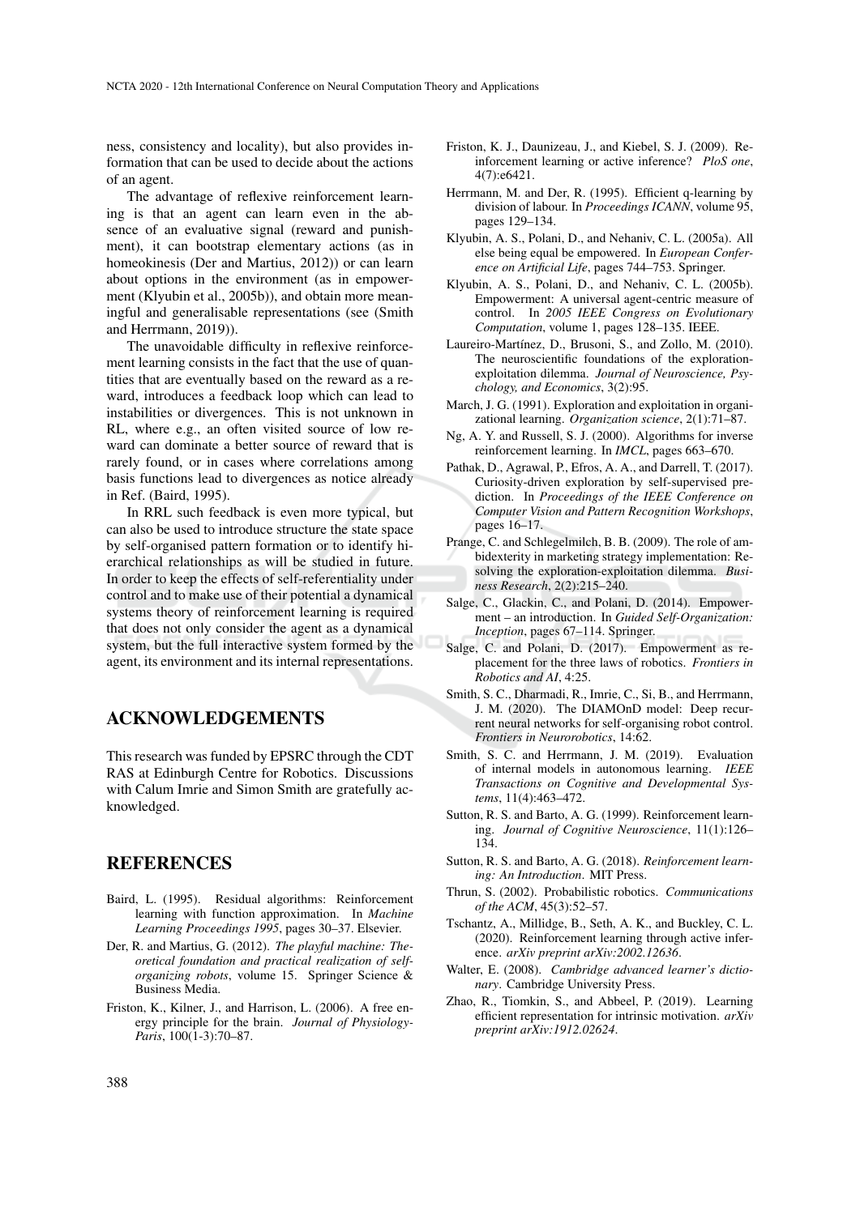ness, consistency and locality), but also provides information that can be used to decide about the actions of an agent.

The advantage of reflexive reinforcement learning is that an agent can learn even in the absence of an evaluative signal (reward and punishment), it can bootstrap elementary actions (as in homeokinesis (Der and Martius, 2012)) or can learn about options in the environment (as in empowerment (Klyubin et al., 2005b)), and obtain more meaningful and generalisable representations (see (Smith and Herrmann, 2019)).

The unavoidable difficulty in reflexive reinforcement learning consists in the fact that the use of quantities that are eventually based on the reward as a reward, introduces a feedback loop which can lead to instabilities or divergences. This is not unknown in RL, where e.g., an often visited source of low reward can dominate a better source of reward that is rarely found, or in cases where correlations among basis functions lead to divergences as notice already in Ref. (Baird, 1995).

In RRL such feedback is even more typical, but can also be used to introduce structure the state space by self-organised pattern formation or to identify hierarchical relationships as will be studied in future. In order to keep the effects of self-referentiality under control and to make use of their potential a dynamical systems theory of reinforcement learning is required that does not only consider the agent as a dynamical system, but the full interactive system formed by the agent, its environment and its internal representations.

## ACKNOWLEDGEMENTS

This research was funded by EPSRC through the CDT RAS at Edinburgh Centre for Robotics. Discussions with Calum Imrie and Simon Smith are gratefully acknowledged.

## REFERENCES

Baird, L. (1995). Residual algorithms: Reinforcement learning with function approximation. In *Machine Learning Proceedings 1995*, pages 30–37. Elsevier.

Der, R. and Martius, G. (2012). *The playful machine: Theoretical foundation and practical realization of self-organizing robots*, volume 15. Springer Science & Business Media.

Friston, K., Kilner, J., and Harrison, L. (2006). A free energy principle for the brain. *Journal of Physiology-Paris*, 100(1-3):70–87.

Friston, K. J., Daunizeau, J., and Kiebel, S. J. (2009). Reinforcement learning or active inference? *PloS one*, 4(7):e6421.

Herrmann, M. and Der, R. (1995). Efficient q-learning by division of labour. In *Proceedings ICANN*, volume 95, pages 129–134.

Klyubin, A. S., Polani, D., and Nehaniv, C. L. (2005a). All else being equal be empowered. In *European Conference on Artificial Life*, pages 744–753. Springer.

Klyubin, A. S., Polani, D., and Nehaniv, C. L. (2005b). Empowerment: A universal agent-centric measure of control. In *2005 IEEE Congress on Evolutionary Computation*, volume 1, pages 128–135. IEEE.

Laureiro-Martínez, D., Brusoni, S., and Zollo, M. (2010). The neuroscientific foundations of the exploration-exploitation dilemma. *Journal of Neuroscience, Psychology, and Economics*, 3(2):95.

March, J. G. (1991). Exploration and exploitation in organizational learning. *Organization science*, 2(1):71–87.

Ng, A. Y. and Russell, S. J. (2000). Algorithms for inverse reinforcement learning. In *IMCL*, pages 663–670.

Pathak, D., Agrawal, P., Efros, A. A., and Darrell, T. (2017). Curiosity-driven exploration by self-supervised prediction. In *Proceedings of the IEEE Conference on Computer Vision and Pattern Recognition Workshops*, pages 16–17.

Prange, C. and Schlegelmilch, B. B. (2009). The role of ambidexterity in marketing strategy implementation: Resolving the exploration-exploitation dilemma. *Business Research*, 2(2):215–240.

Salge, C., Glackin, C., and Polani, D. (2014). Empowerment – an introduction. In *Guided Self-Organization: Inception*, pages 67–114. Springer.

Salge, C. and Polani, D. (2017). Empowerment as replacement for the three laws of robotics. *Frontiers in Robotics and AI*, 4:25.

Smith, S. C., Dharmadi, R., Imrie, C., Si, B., and Herrmann, J. M. (2020). The DIAMOnD model: Deep recurrent neural networks for self-organising robot control. *Frontiers in Neurorobotics*, 14:62.

Smith, S. C. and Herrmann, J. M. (2019). Evaluation of internal models in autonomous learning. *IEEE Transactions on Cognitive and Developmental Systems*, 11(4):463–472.

Sutton, R. S. and Barto, A. G. (1999). Reinforcement learning. *Journal of Cognitive Neuroscience*, 11(1):126–134.

Sutton, R. S. and Barto, A. G. (2018). *Reinforcement learning: An Introduction*. MIT Press.

Thrun, S. (2002). Probabilistic robotics. *Communications of the ACM*, 45(3):52–57.

Tschantz, A., Millidge, B., Seth, A. K., and Buckley, C. L. (2020). Reinforcement learning through active inference. *arXiv preprint arXiv:2002.12636*.

Walter, E. (2008). *Cambridge advanced learner's dictionary*. Cambridge University Press.

Zhao, R., Tiomkin, S., and Abbeel, P. (2019). Learning efficient representation for intrinsic motivation. *arXiv preprint arXiv:1912.02624*.